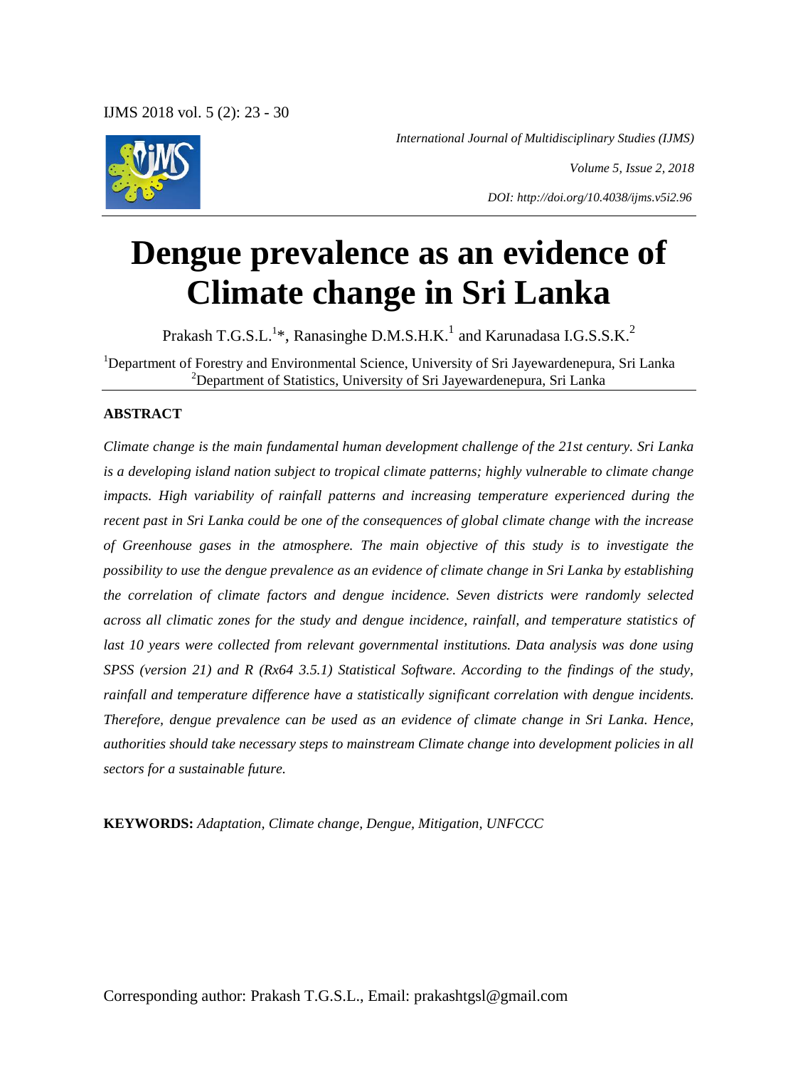*International Journal of Multidisciplinary Studies (IJMS)*

*Volume 5, Issue 2, 2018*

*DOI: http://doi.org/10.4038/ijms.v5i2.96*

# Dengue prevalence as an evidence of Climate change in Sri Lanka

Prakash T.G.S.L.[1]*, Ranasinghe D.M.S.H.K.[1] and Karunadasa I.G.S.S.K.[2]

[1]Department of Forestry and Environmental Science, University of Sri Jayewardenepura, Sri Lanka
[2]Department of Statistics, University of Sri Jayewardenepura, Sri Lanka

## ABSTRACT

*Climate change is the main fundamental human development challenge of the 21st century. Sri Lanka is a developing island nation subject to tropical climate patterns; highly vulnerable to climate change impacts. High variability of rainfall patterns and increasing temperature experienced during the recent past in Sri Lanka could be one of the consequences of global climate change with the increase of Greenhouse gases in the atmosphere. The main objective of this study is to investigate the possibility to use the dengue prevalence as an evidence of climate change in Sri Lanka by establishing the correlation of climate factors and dengue incidence. Seven districts were randomly selected across all climatic zones for the study and dengue incidence, rainfall, and temperature statistics of last 10 years were collected from relevant governmental institutions. Data analysis was done using SPSS (version 21) and R (Rx64 3.5.1) Statistical Software. According to the findings of the study, rainfall and temperature difference have a statistically significant correlation with dengue incidents. Therefore, dengue prevalence can be used as an evidence of climate change in Sri Lanka. Hence, authorities should take necessary steps to mainstream Climate change into development policies in all sectors for a sustainable future.*

**KEYWORDS:** *Adaptation, Climate change, Dengue, Mitigation, UNFCCC*

Corresponding author: Prakash T.G.S.L., Email: prakashtgsl@gmail.com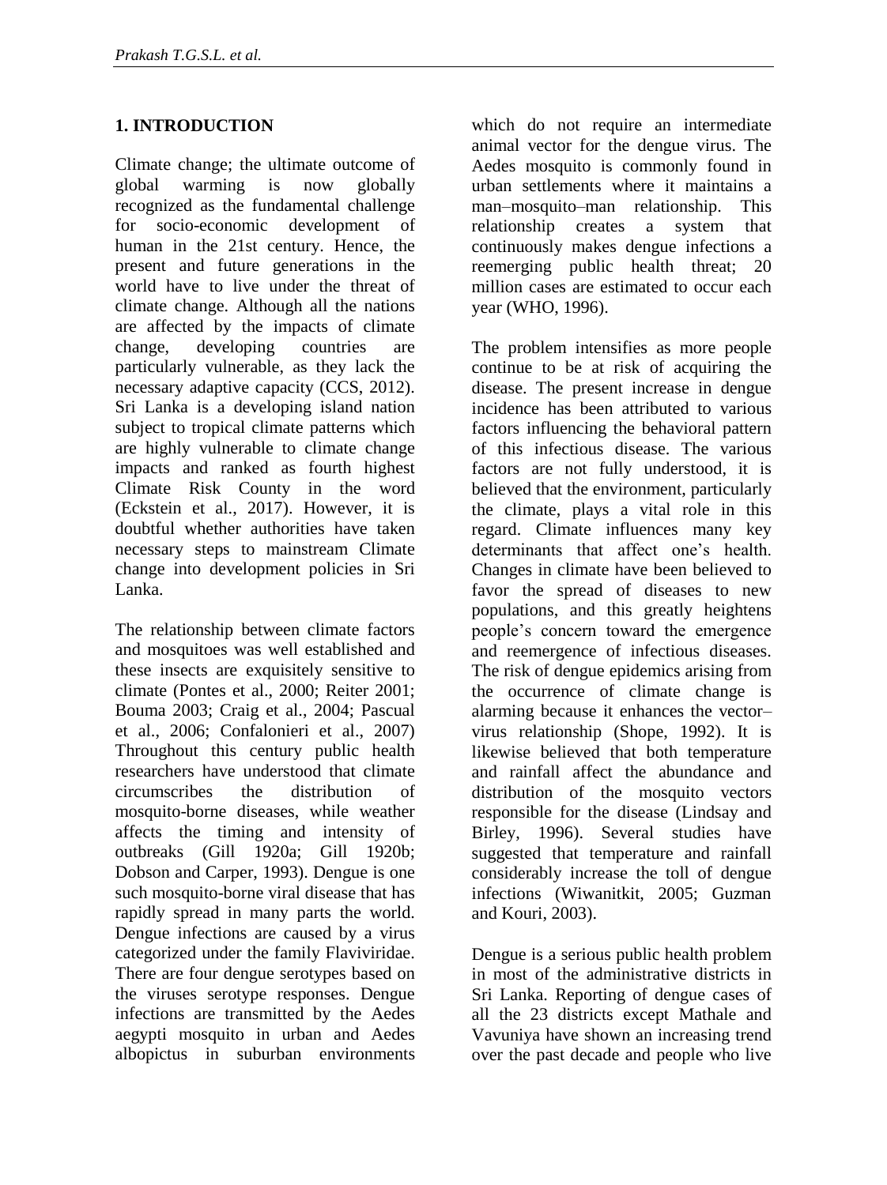## 1. INTRODUCTION

Climate change; the ultimate outcome of global warming is now globally recognized as the fundamental challenge for socio-economic development of human in the 21st century. Hence, the present and future generations in the world have to live under the threat of climate change. Although all the nations are affected by the impacts of climate change, developing countries are particularly vulnerable, as they lack the necessary adaptive capacity (CCS, 2012). Sri Lanka is a developing island nation subject to tropical climate patterns which are highly vulnerable to climate change impacts and ranked as fourth highest Climate Risk County in the word (Eckstein et al., 2017). However, it is doubtful whether authorities have taken necessary steps to mainstream Climate change into development policies in Sri Lanka.

The relationship between climate factors and mosquitoes was well established and these insects are exquisitely sensitive to climate (Pontes et al., 2000; Reiter 2001; Bouma 2003; Craig et al., 2004; Pascual et al., 2006; Confalonieri et al., 2007) Throughout this century public health researchers have understood that climate circumscribes the distribution of mosquito-borne diseases, while weather affects the timing and intensity of outbreaks (Gill 1920a; Gill 1920b; Dobson and Carper, 1993). Dengue is one such mosquito-borne viral disease that has rapidly spread in many parts the world. Dengue infections are caused by a virus categorized under the family Flaviviridae. There are four dengue serotypes based on the viruses serotype responses. Dengue infections are transmitted by the Aedes aegypti mosquito in urban and Aedes albopictus in suburban environments which do not require an intermediate animal vector for the dengue virus. The Aedes mosquito is commonly found in urban settlements where it maintains a man–mosquito–man relationship. This relationship creates a system that continuously makes dengue infections a reemerging public health threat; 20 million cases are estimated to occur each year (WHO, 1996).

The problem intensifies as more people continue to be at risk of acquiring the disease. The present increase in dengue incidence has been attributed to various factors influencing the behavioral pattern of this infectious disease. The various factors are not fully understood, it is believed that the environment, particularly the climate, plays a vital role in this regard. Climate influences many key determinants that affect one's health. Changes in climate have been believed to favor the spread of diseases to new populations, and this greatly heightens people's concern toward the emergence and reemergence of infectious diseases. The risk of dengue epidemics arising from the occurrence of climate change is alarming because it enhances the vector–virus relationship (Shope, 1992). It is likewise believed that both temperature and rainfall affect the abundance and distribution of the mosquito vectors responsible for the disease (Lindsay and Birley, 1996). Several studies have suggested that temperature and rainfall considerably increase the toll of dengue infections (Wiwanitkit, 2005; Guzman and Kouri, 2003).

Dengue is a serious public health problem in most of the administrative districts in Sri Lanka. Reporting of dengue cases of all the 23 districts except Mathale and Vavuniya have shown an increasing trend over the past decade and people who live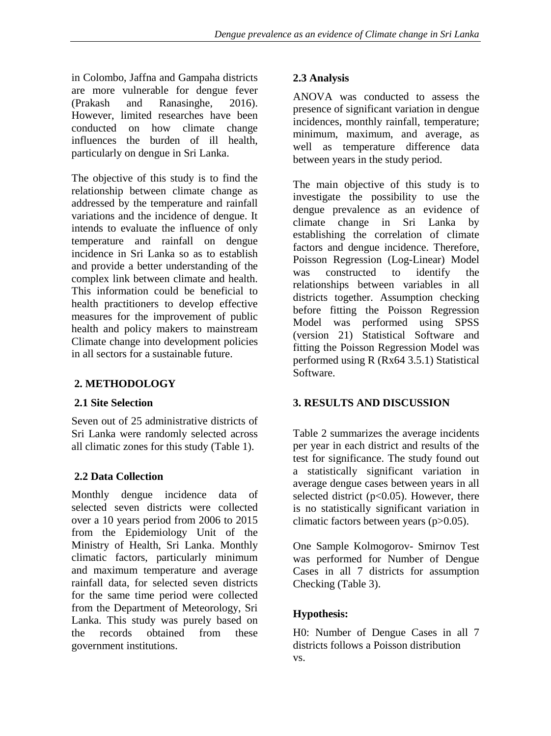in Colombo, Jaffna and Gampaha districts are more vulnerable for dengue fever (Prakash and Ranasinghe, 2016). However, limited researches have been conducted on how climate change influences the burden of ill health, particularly on dengue in Sri Lanka.

The objective of this study is to find the relationship between climate change as addressed by the temperature and rainfall variations and the incidence of dengue. It intends to evaluate the influence of only temperature and rainfall on dengue incidence in Sri Lanka so as to establish and provide a better understanding of the complex link between climate and health. This information could be beneficial to health practitioners to develop effective measures for the improvement of public health and policy makers to mainstream Climate change into development policies in all sectors for a sustainable future.

## 2. METHODOLOGY

### 2.1 Site Selection

Seven out of 25 administrative districts of Sri Lanka were randomly selected across all climatic zones for this study (Table 1).

### 2.2 Data Collection

Monthly dengue incidence data of selected seven districts were collected over a 10 years period from 2006 to 2015 from the Epidemiology Unit of the Ministry of Health, Sri Lanka. Monthly climatic factors, particularly minimum and maximum temperature and average rainfall data, for selected seven districts for the same time period were collected from the Department of Meteorology, Sri Lanka. This study was purely based on the records obtained from these government institutions.

### 2.3 Analysis

ANOVA was conducted to assess the presence of significant variation in dengue incidences, monthly rainfall, temperature; minimum, maximum, and average, as well as temperature difference data between years in the study period.

The main objective of this study is to investigate the possibility to use the dengue prevalence as an evidence of climate change in Sri Lanka by establishing the correlation of climate factors and dengue incidence. Therefore, Poisson Regression (Log-Linear) Model was constructed to identify the relationships between variables in all districts together. Assumption checking before fitting the Poisson Regression Model was performed using SPSS (version 21) Statistical Software and fitting the Poisson Regression Model was performed using R (Rx64 3.5.1) Statistical Software.

## 3. RESULTS AND DISCUSSION

Table 2 summarizes the average incidents per year in each district and results of the test for significance. The study found out a statistically significant variation in average dengue cases between years in all selected district ($p<0.05$). However, there is no statistically significant variation in climatic factors between years ($p>0.05$).

One Sample Kolmogorov- Smirnov Test was performed for Number of Dengue Cases in all 7 districts for assumption Checking (Table 3).

### Hypothesis:

H0: Number of Dengue Cases in all 7 districts follows a Poisson distribution

vs.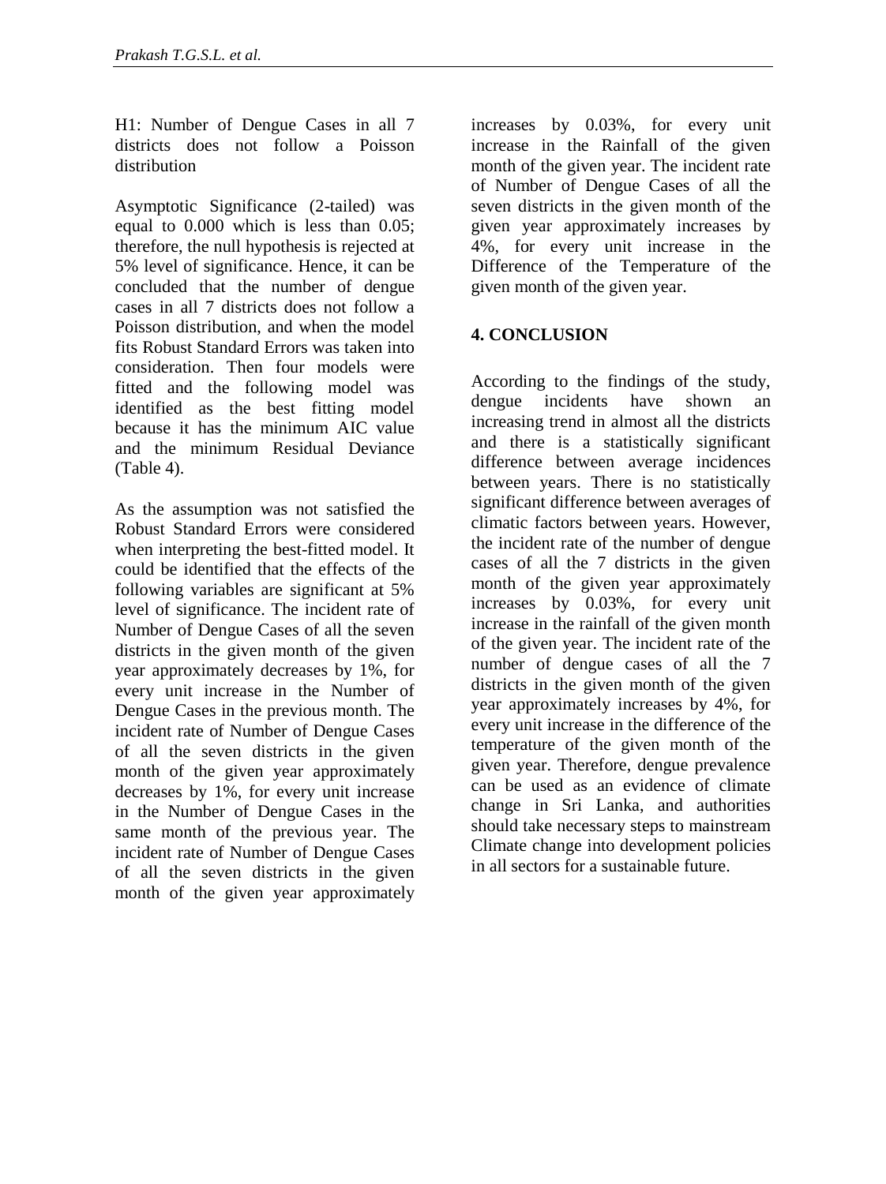H1: Number of Dengue Cases in all 7 districts does not follow a Poisson distribution

Asymptotic Significance (2-tailed) was equal to 0.000 which is less than 0.05; therefore, the null hypothesis is rejected at 5% level of significance. Hence, it can be concluded that the number of dengue cases in all 7 districts does not follow a Poisson distribution, and when the model fits Robust Standard Errors was taken into consideration. Then four models were fitted and the following model was identified as the best fitting model because it has the minimum AIC value and the minimum Residual Deviance (Table 4).

As the assumption was not satisfied the Robust Standard Errors were considered when interpreting the best-fitted model. It could be identified that the effects of the following variables are significant at 5% level of significance. The incident rate of Number of Dengue Cases of all the seven districts in the given month of the given year approximately decreases by 1%, for every unit increase in the Number of Dengue Cases in the previous month. The incident rate of Number of Dengue Cases of all the seven districts in the given month of the given year approximately decreases by 1%, for every unit increase in the Number of Dengue Cases in the same month of the previous year. The incident rate of Number of Dengue Cases of all the seven districts in the given month of the given year approximately increases by 0.03%, for every unit increase in the Rainfall of the given month of the given year. The incident rate of Number of Dengue Cases of all the seven districts in the given month of the given year approximately increases by 4%, for every unit increase in the Difference of the Temperature of the given month of the given year.

## 4. CONCLUSION

According to the findings of the study, dengue incidents have shown an increasing trend in almost all the districts and there is a statistically significant difference between average incidences between years. There is no statistically significant difference between averages of climatic factors between years. However, the incident rate of the number of dengue cases of all the 7 districts in the given month of the given year approximately increases by 0.03%, for every unit increase in the rainfall of the given month of the given year. The incident rate of the number of dengue cases of all the 7 districts in the given month of the given year approximately increases by 4%, for every unit increase in the difference of the temperature of the given month of the given year. Therefore, dengue prevalence can be used as an evidence of climate change in Sri Lanka, and authorities should take necessary steps to mainstream Climate change into development policies in all sectors for a sustainable future.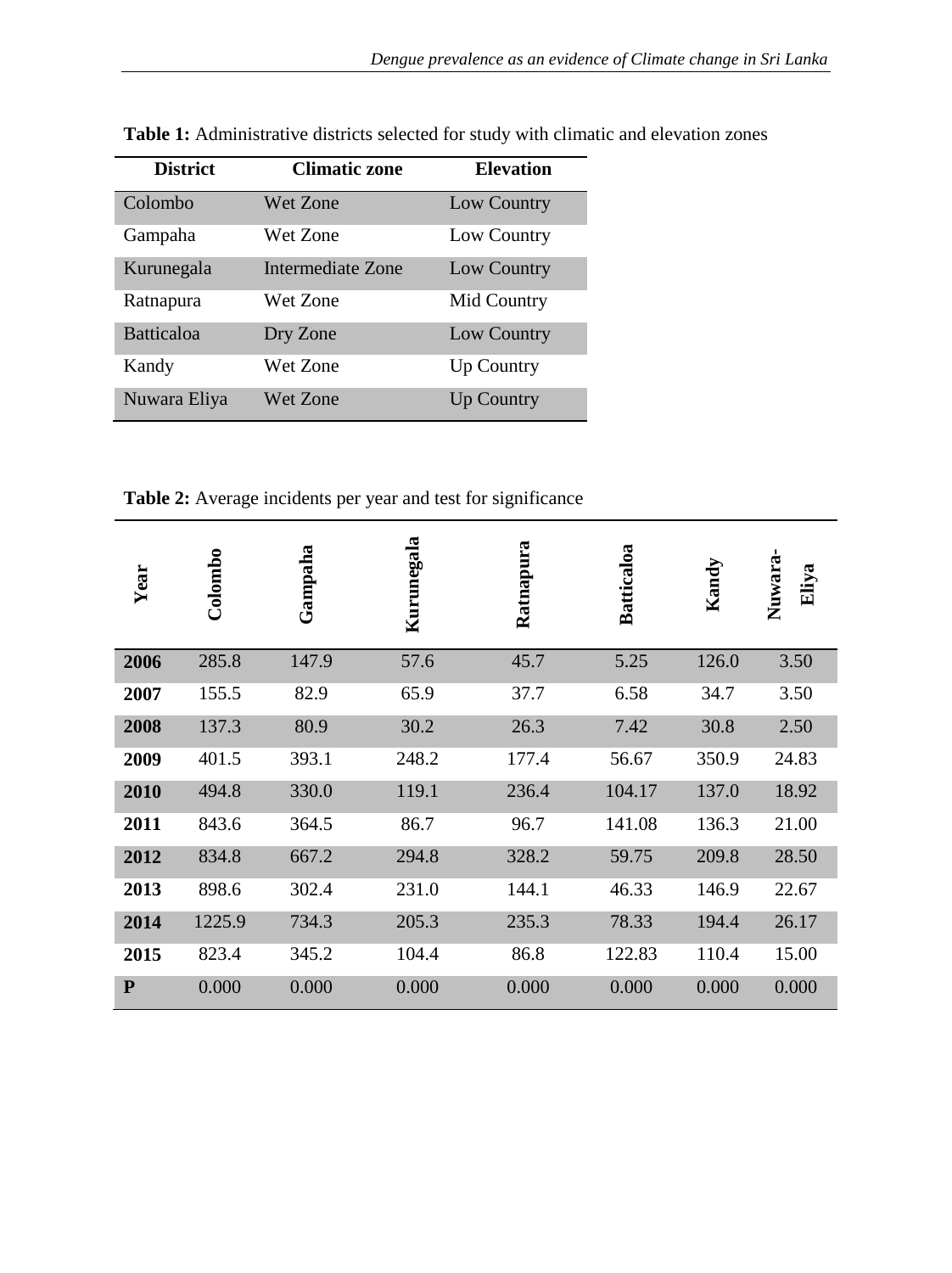**Table 1:** Administrative districts selected for study with climatic and elevation zones

| District | Climatic zone | Elevation |
|---|---|---|
| Colombo | Wet Zone | Low Country |
| Gampaha | Wet Zone | Low Country |
| Kurunegala | Intermediate Zone | Low Country |
| Ratnapura | Wet Zone | Mid Country |
| Batticaloa | Dry Zone | Low Country |
| Kandy | Wet Zone | Up Country |
| Nuwara Eliya | Wet Zone | Up Country |

**Table 2:** Average incidents per year and test for significance

| Year | Colombo | Gampaha | Kurunegala | Ratnapura | Batticaloa | Kandy | Nuwara-Eliya |
|---|---|---|---|---|---|---|---|
| **2006** | 285.8 | 147.9 | 57.6 | 45.7 | 5.25 | 126.0 | 3.50 |
| **2007** | 155.5 | 82.9 | 65.9 | 37.7 | 6.58 | 34.7 | 3.50 |
| **2008** | 137.3 | 80.9 | 30.2 | 26.3 | 7.42 | 30.8 | 2.50 |
| **2009** | 401.5 | 393.1 | 248.2 | 177.4 | 56.67 | 350.9 | 24.83 |
| **2010** | 494.8 | 330.0 | 119.1 | 236.4 | 104.17 | 137.0 | 18.92 |
| **2011** | 843.6 | 364.5 | 86.7 | 96.7 | 141.08 | 136.3 | 21.00 |
| **2012** | 834.8 | 667.2 | 294.8 | 328.2 | 59.75 | 209.8 | 28.50 |
| **2013** | 898.6 | 302.4 | 231.0 | 144.1 | 46.33 | 146.9 | 22.67 |
| **2014** | 1225.9 | 734.3 | 205.3 | 235.3 | 78.33 | 194.4 | 26.17 |
| **2015** | 823.4 | 345.2 | 104.4 | 86.8 | 122.83 | 110.4 | 15.00 |
| **P** | 0.000 | 0.000 | 0.000 | 0.000 | 0.000 | 0.000 | 0.000 |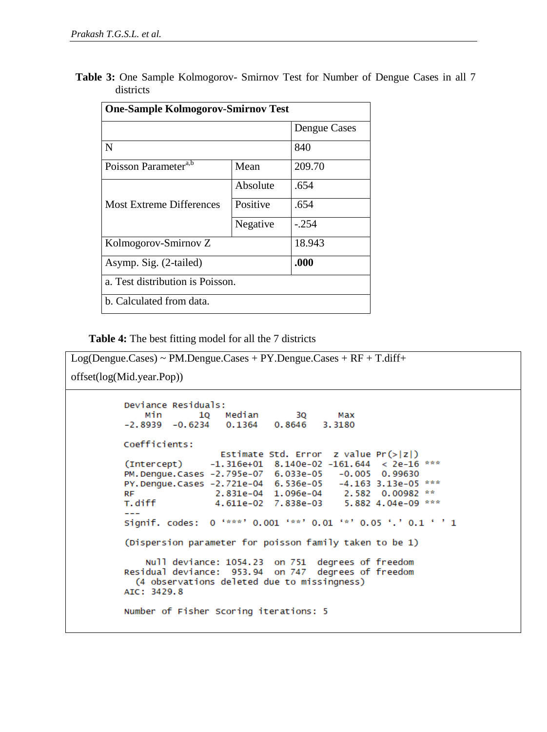**Table 3:** One Sample Kolmogorov- Smirnov Test for Number of Dengue Cases in all 7 districts

| One-Sample Kolmogorov-Smirnov Test | | |
|---|---|---|
| | | Dengue Cases |
| N | | 840 |
| Poisson Parameter[a,b] | Mean | 209.70 |
| Most Extreme Differences | Absolute | .654 |
| | Positive | .654 |
| | Negative | -.254 |
| Kolmogorov-Smirnov Z | | 18.943 |
| Asymp. Sig. (2-tailed) | | **.000** |
| a. Test distribution is Poisson. | | |
| b. Calculated from data. | | |

**Table 4:** The best fitting model for all the 7 districts

Log(Dengue.Cases) ~ PM.Dengue.Cases + PY.Dengue.Cases + RF + T.diff+ offset(log(Mid.year.Pop))

```
Deviance Residuals:
    Min       1Q   Median       3Q      Max
-2.8939  -0.6234   0.1364   0.8646   3.3180

Coefficients:
                  Estimate Std. Error  z value Pr(>|z|)
(Intercept)     -1.316e+01  8.140e-02 -161.644  < 2e-16 ***
PM.Dengue.Cases -2.795e-07  6.033e-05   -0.005  0.99630
PY.Dengue.Cases -2.721e-04  6.536e-05   -4.163 3.13e-05 ***
RF               2.831e-04  1.096e-04    2.582  0.00982 **
T.diff           4.611e-02  7.838e-03    5.882 4.04e-09 ***
---
Signif. codes:  0 '***' 0.001 '**' 0.01 '*' 0.05 '.' 0.1 ' ' 1

(Dispersion parameter for poisson family taken to be 1)

    Null deviance: 1054.23  on 751  degrees of freedom
Residual deviance:  953.94  on 747  degrees of freedom
  (4 observations deleted due to missingness)
AIC: 3429.8

Number of Fisher Scoring iterations: 5
```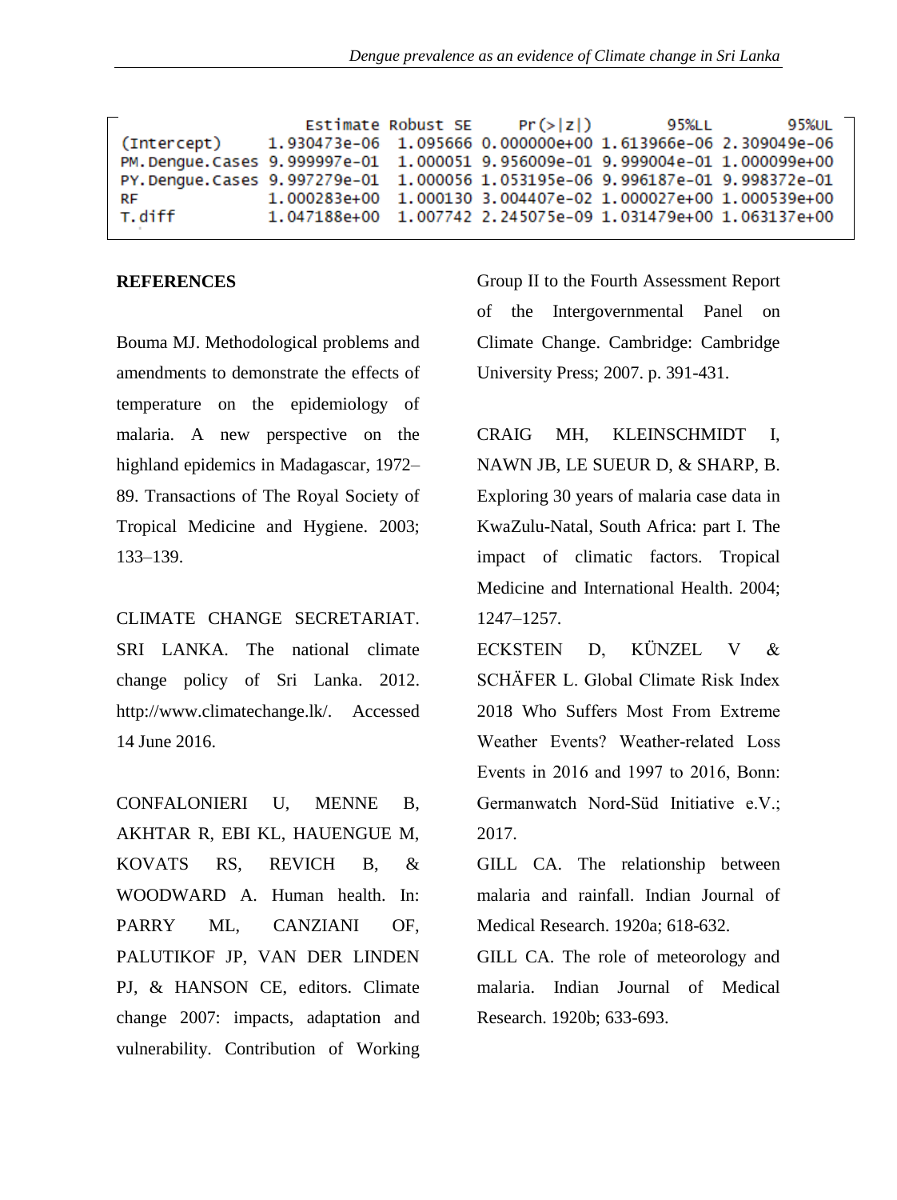| | Estimate | Robust SE | Pr(>\|z\|) | 95%LL | 95%UL |
|---|---|---|---|---|---|
| (Intercept) | 1.930473e-06 | 1.095666 | 0.000000e+00 | 1.613966e-06 | 2.309049e-06 |
| PM.Dengue.Cases | 9.999997e-01 | 1.000051 | 9.956009e-01 | 9.999004e-01 | 1.000099e+00 |
| PY.Dengue.Cases | 9.997279e-01 | 1.000056 | 1.053195e-06 | 9.996187e-01 | 9.998372e-01 |
| RF | 1.000283e+00 | 1.000130 | 3.004407e-02 | 1.000027e+00 | 1.000539e+00 |
| T.diff | 1.047188e+00 | 1.007742 | 2.245075e-09 | 1.031479e+00 | 1.063137e+00 |

## REFERENCES

Bouma MJ. Methodological problems and amendments to demonstrate the effects of temperature on the epidemiology of malaria. A new perspective on the highland epidemics in Madagascar, 1972–89. Transactions of The Royal Society of Tropical Medicine and Hygiene. 2003; 133–139.

CLIMATE CHANGE SECRETARIAT. SRI LANKA. The national climate change policy of Sri Lanka. 2012. http://www.climatechange.lk/. Accessed 14 June 2016.

CONFALONIERI U, MENNE B, AKHTAR R, EBI KL, HAUENGUE M, KOVATS RS, REVICH B, & WOODWARD A. Human health. In: PARRY ML, CANZIANI OF, PALUTIKOF JP, VAN DER LINDEN PJ, & HANSON CE, editors. Climate change 2007: impacts, adaptation and vulnerability. Contribution of Working Group II to the Fourth Assessment Report of the Intergovernmental Panel on Climate Change. Cambridge: Cambridge University Press; 2007. p. 391-431.

CRAIG MH, KLEINSCHMIDT I, NAWN JB, LE SUEUR D, & SHARP, B. Exploring 30 years of malaria case data in KwaZulu-Natal, South Africa: part I. The impact of climatic factors. Tropical Medicine and International Health. 2004; 1247–1257.

ECKSTEIN D, KÜNZEL V & SCHÄFER L. Global Climate Risk Index 2018 Who Suffers Most From Extreme Weather Events? Weather-related Loss Events in 2016 and 1997 to 2016, Bonn: Germanwatch Nord-Süd Initiative e.V.; 2017.

GILL CA. The relationship between malaria and rainfall. Indian Journal of Medical Research. 1920a; 618-632.

GILL CA. The role of meteorology and malaria. Indian Journal of Medical Research. 1920b; 633-693.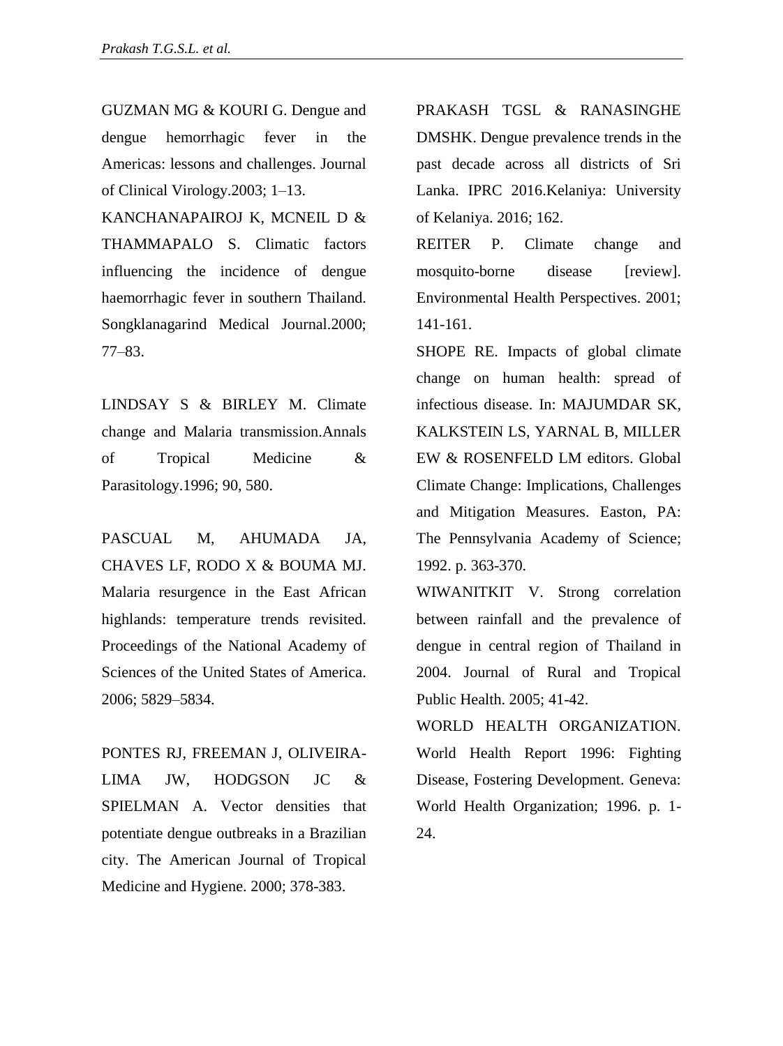GUZMAN MG & KOURI G. Dengue and dengue hemorrhagic fever in the Americas: lessons and challenges. Journal of Clinical Virology.2003; 1–13.

KANCHANAPAIROJ K, MCNEIL D & THAMMAPALO S. Climatic factors influencing the incidence of dengue haemorrhagic fever in southern Thailand. Songklanagarind Medical Journal.2000; 77–83.

LINDSAY S & BIRLEY M. Climate change and Malaria transmission.Annals of Tropical Medicine & Parasitology.1996; 90, 580.

PASCUAL M, AHUMADA JA, CHAVES LF, RODO X & BOUMA MJ. Malaria resurgence in the East African highlands: temperature trends revisited. Proceedings of the National Academy of Sciences of the United States of America. 2006; 5829–5834.

PONTES RJ, FREEMAN J, OLIVEIRA-LIMA JW, HODGSON JC & SPIELMAN A. Vector densities that potentiate dengue outbreaks in a Brazilian city. The American Journal of Tropical Medicine and Hygiene. 2000; 378-383.

PRAKASH TGSL & RANASINGHE DMSHK. Dengue prevalence trends in the past decade across all districts of Sri Lanka. IPRC 2016.Kelaniya: University of Kelaniya. 2016; 162.

REITER P. Climate change and mosquito-borne disease [review]. Environmental Health Perspectives. 2001; 141-161.

SHOPE RE. Impacts of global climate change on human health: spread of infectious disease. In: MAJUMDAR SK, KALKSTEIN LS, YARNAL B, MILLER EW & ROSENFELD LM editors. Global Climate Change: Implications, Challenges and Mitigation Measures. Easton, PA: The Pennsylvania Academy of Science; 1992. p. 363-370.

WIWANITKIT V. Strong correlation between rainfall and the prevalence of dengue in central region of Thailand in 2004. Journal of Rural and Tropical Public Health. 2005; 41-42.

WORLD HEALTH ORGANIZATION. World Health Report 1996: Fighting Disease, Fostering Development. Geneva: World Health Organization; 1996. p. 1-24.